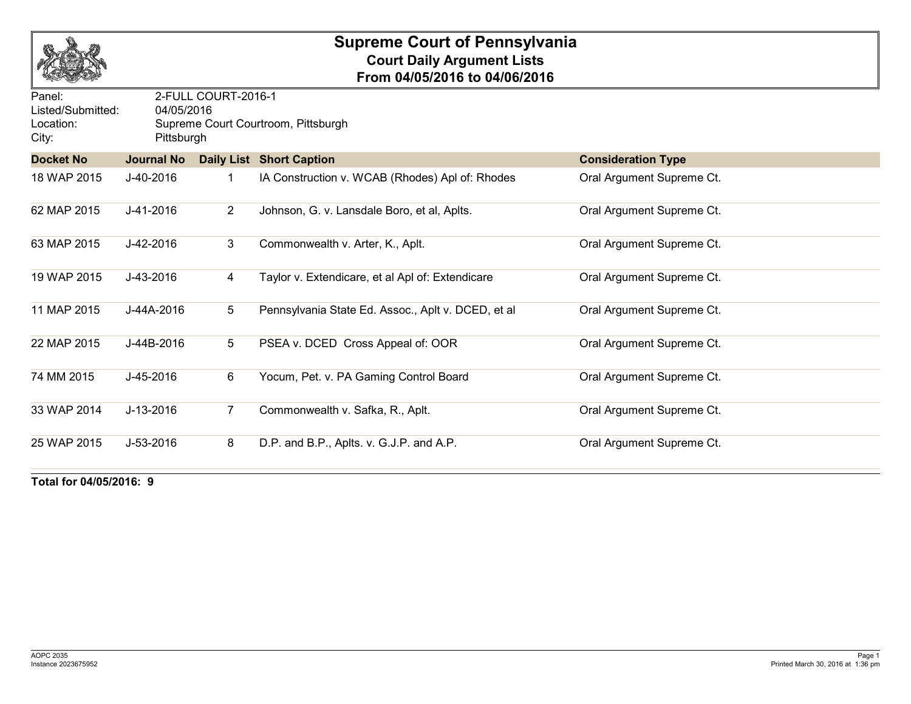# Supreme Court of Pennsylvania

## Court Daily Argument Lists

## From 04/05/2016 to 04/06/2016

Panel: 2-FULL COURT-2016-1
Listed/Submitted: 04/05/2016
Location: Supreme Court Courtroom, Pittsburgh
City: Pittsburgh

| Docket No | Journal No | Daily List | Short Caption | Consideration Type |
|---|---|---|---|---|
| 18 WAP 2015 | J-40-2016 | 1 | IA Construction v. WCAB (Rhodes) Apl of: Rhodes | Oral Argument Supreme Ct. |
| 62 MAP 2015 | J-41-2016 | 2 | Johnson, G. v. Lansdale Boro, et al, Aplts. | Oral Argument Supreme Ct. |
| 63 MAP 2015 | J-42-2016 | 3 | Commonwealth v. Arter, K., Aplt. | Oral Argument Supreme Ct. |
| 19 WAP 2015 | J-43-2016 | 4 | Taylor v. Extendicare, et al Apl of: Extendicare | Oral Argument Supreme Ct. |
| 11 MAP 2015 | J-44A-2016 | 5 | Pennsylvania State Ed. Assoc., Aplt v. DCED, et al | Oral Argument Supreme Ct. |
| 22 MAP 2015 | J-44B-2016 | 5 | PSEA v. DCED Cross Appeal of: OOR | Oral Argument Supreme Ct. |
| 74 MM 2015 | J-45-2016 | 6 | Yocum, Pet. v. PA Gaming Control Board | Oral Argument Supreme Ct. |
| 33 WAP 2014 | J-13-2016 | 7 | Commonwealth v. Safka, R., Aplt. | Oral Argument Supreme Ct. |
| 25 WAP 2015 | J-53-2016 | 8 | D.P. and B.P., Aplts. v. G.J.P. and A.P. | Oral Argument Supreme Ct. |

**Total for 04/05/2016: 9**

AOPC 2035
Instance 2023675952

Printed March 30, 2016 at 1:36 pm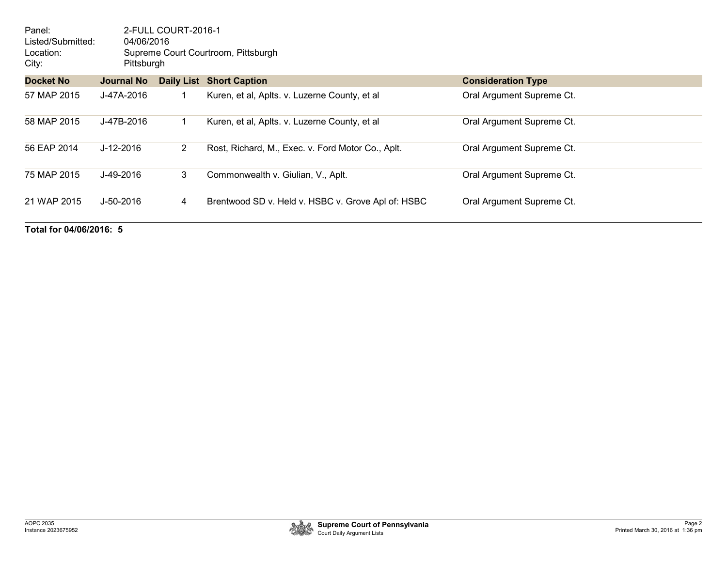Panel: 2-FULL COURT-2016-1
Listed/Submitted: 04/06/2016
Location: Supreme Court Courtroom, Pittsburgh
City: Pittsburgh

| Docket No | Journal No | Daily List | Short Caption | Consideration Type |
| --- | --- | --- | --- | --- |
| 57 MAP 2015 | J-47A-2016 | 1 | Kuren, et al, Aplts. v. Luzerne County, et al | Oral Argument Supreme Ct. |
| 58 MAP 2015 | J-47B-2016 | 1 | Kuren, et al, Aplts. v. Luzerne County, et al | Oral Argument Supreme Ct. |
| 56 EAP 2014 | J-12-2016 | 2 | Rost, Richard, M., Exec. v. Ford Motor Co., Aplt. | Oral Argument Supreme Ct. |
| 75 MAP 2015 | J-49-2016 | 3 | Commonwealth v. Giulian, V., Aplt. | Oral Argument Supreme Ct. |
| 21 WAP 2015 | J-50-2016 | 4 | Brentwood SD v. Held v. HSBC v. Grove Apl of: HSBC | Oral Argument Supreme Ct. |

**Total for 04/06/2016: 5**